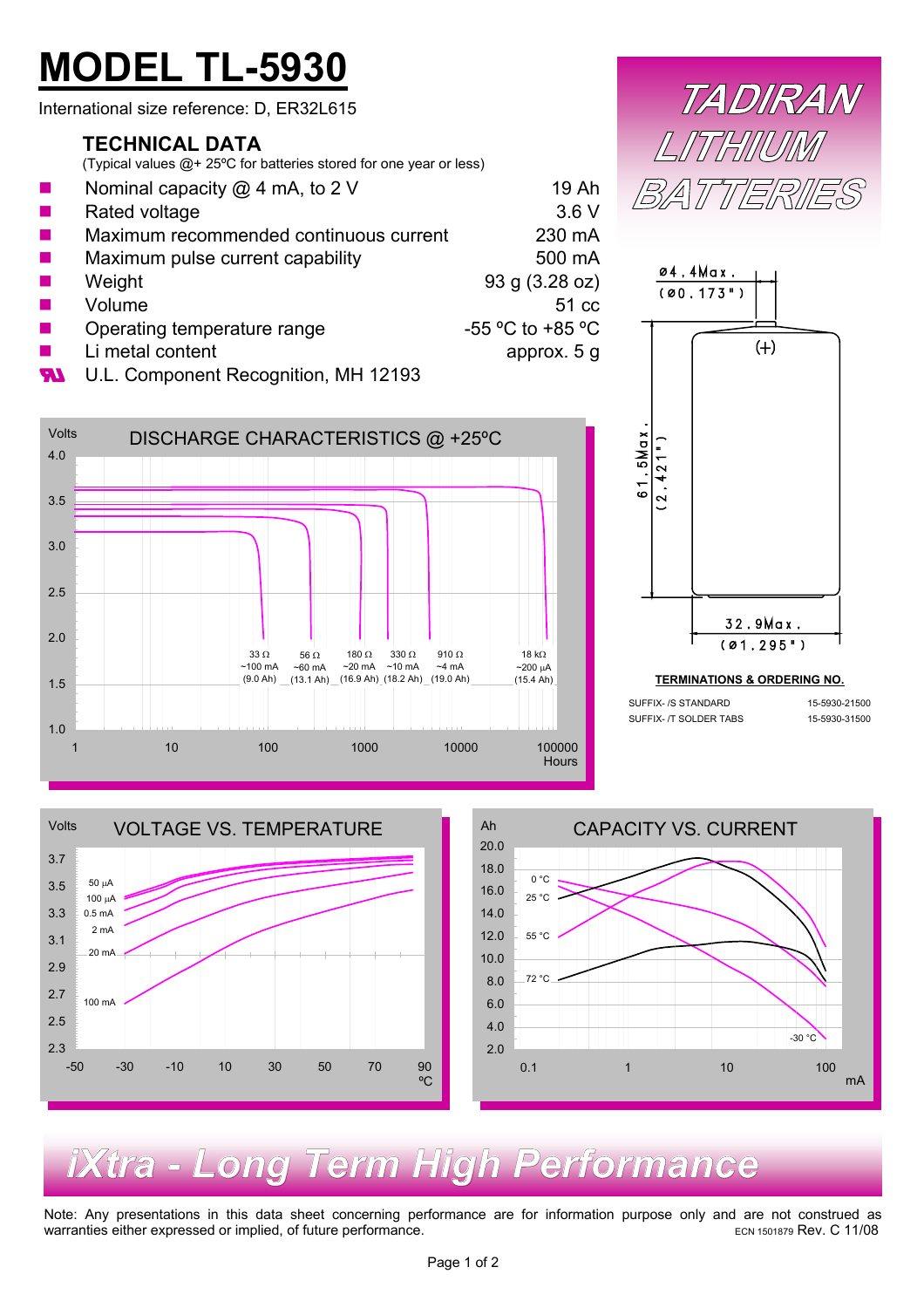# MODEL TL-5930

International size reference: D, ER32L615

## TADIRAN LITHIUM BATTERIES

### TECHNICAL DATA

(Typical values @+ 25ºC for batteries stored for one year or less)

| | |
|---|---|
| Nominal capacity @ 4 mA, to 2 V | 19 Ah |
| Rated voltage | 3.6 V |
| Maximum recommended continuous current | 230 mA |
| Maximum pulse current capability | 500 mA |
| Weight | 93 g (3.28 oz) |
| Volume | 51 cc |
| Operating temperature range | -55 ºC to +85 ºC |
| Li metal content | approx. 5 g |
| U.L. Component Recognition, MH 12193 | |

ø4.4Max. (ø0.173")

61.5Max. (2.421")

32.9Max. (ø1.295")

(+)

DISCHARGE CHARACTERISTICS @ +25ºC

Volts: 1.0, 1.5, 2.0, 2.5, 3.0, 3.5, 4.0

Hours: 1, 10, 100, 1000, 10000, 100000

33 Ω ~100 mA (9.0 Ah); 56 Ω ~60 mA (13.1 Ah); 180 Ω ~20 mA (16.9 Ah); 330 Ω ~10 mA (18.2 Ah); 910 Ω ~4 mA (19.0 Ah); 18 kΩ ~200 µA (15.4 Ah)

#### TERMINATIONS & ORDERING NO.

| | |
|---|---|
| SUFFIX- /S STANDARD | 15-5930-21500 |
| SUFFIX- /T SOLDER TABS | 15-5930-31500 |

VOLTAGE VS. TEMPERATURE

Volts: 2.3, 2.5, 2.7, 2.9, 3.1, 3.3, 3.5, 3.7

ºC: -50, -30, -10, 10, 30, 50, 70, 90

50 µA, 100 µA, 0.5 mA, 2 mA, 20 mA, 100 mA

CAPACITY VS. CURRENT

Ah: 2.0, 4.0, 6.0, 8.0, 10.0, 12.0, 14.0, 16.0, 18.0, 20.0

mA: 0.1, 1, 10, 100

0 °C, 25 °C, 55 °C, 72 °C, -30 °C

## iXtra - Long Term High Performance

Note: Any presentations in this data sheet concerning performance are for information purpose only and are not construed as warranties either expressed or implied, of future performance.

ECN 1501879 Rev. C 11/08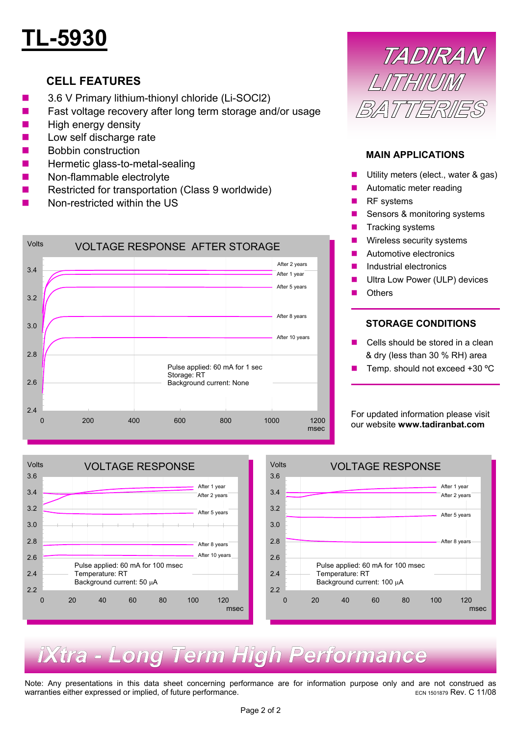# TL-5930

## CELL FEATURES

- 3.6 V Primary lithium-thionyl chloride (Li-SOCl2)
- Fast voltage recovery after long term storage and/or usage
- High energy density
- Low self discharge rate
- Bobbin construction
- Hermetic glass-to-metal-sealing
- Non-flammable electrolyte
- Restricted for transportation (Class 9 worldwide)
- Non-restricted within the US

TADIRAN LITHIUM BATTERIES

### MAIN APPLICATIONS

- Utility meters (elect., water & gas)
- Automatic meter reading
- RF systems
- Sensors & monitoring systems
- Tracking systems
- Wireless security systems
- Automotive electronics
- Industrial electronics
- Ultra Low Power (ULP) devices
- Others

### STORAGE CONDITIONS

- Cells should be stored in a clean & dry (less than 30 % RH) area
- Temp. should not exceed +30 ºC

For updated information please visit our website **www.tadiranbat.com**

### VOLTAGE RESPONSE AFTER STORAGE

Volts (2.4–3.4) vs msec (0–1200). Curves: After 2 years, After 1 year, After 5 years, After 8 years, After 10 years.

Pulse applied: 60 mA for 1 sec
Storage: RT
Background current: None

### VOLTAGE RESPONSE

Volts (2.2–3.6) vs msec (0–120). Curves: After 1 year, After 2 years, After 5 years, After 8 years, After 10 years.

Pulse applied: 60 mA for 100 msec
Temperature: RT
Background current: 50 µA

### VOLTAGE RESPONSE

Volts (2.2–3.6) vs msec (0–120). Curves: After 1 year, After 2 years, After 5 years, After 8 years.

Pulse applied: 60 mA for 100 msec
Temperature: RT
Background current: 100 µA

*iXtra - Long Term High Performance*

Note: Any presentations in this data sheet concerning performance are for information purpose only and are not construed as warranties either expressed or implied, of future performance.

ECN 1501879 Rev. C 11/08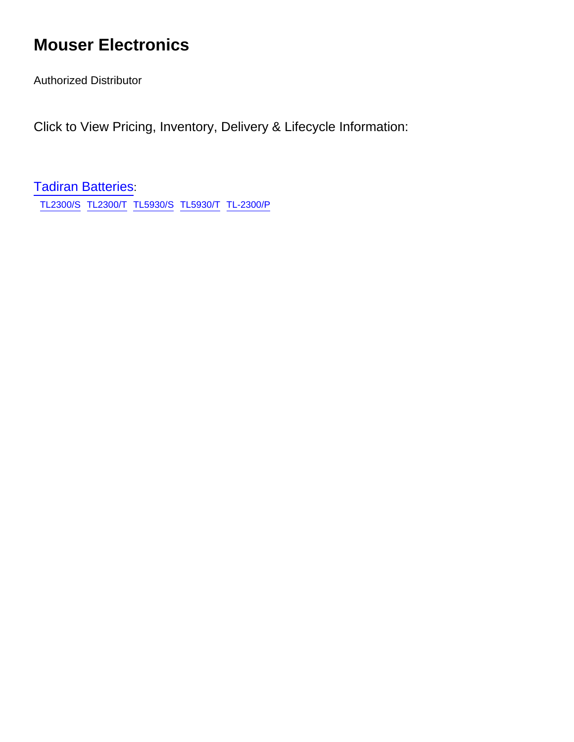# Mouser Electronics

Authorized Distributor

Click to View Pricing, Inventory, Delivery & Lifecycle Information:

Tadiran Batteries:

TL2300/S TL2300/T TL5930/S TL5930/T TL-2300/P